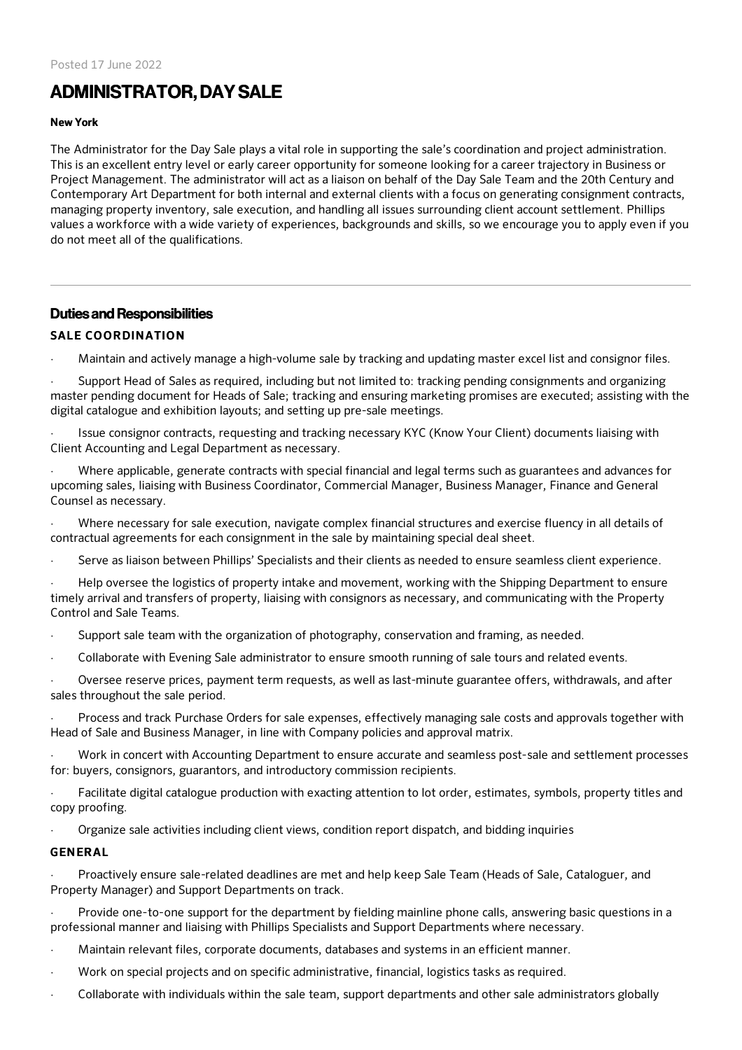Posted 17 June 2022

# ADMINISTRATOR, DAY SALE

**New York**

The Administrator for the Day Sale plays a vital role in supporting the sale's coordination and project administration. This is an excellent entry level or early career opportunity for someone looking for a career trajectory in Business or Project Management. The administrator will act as a liaison on behalf of the Day Sale Team and the 20th Century and Contemporary Art Department for both internal and external clients with a focus on generating consignment contracts, managing property inventory, sale execution, and handling all issues surrounding client account settlement. Phillips values a workforce with a wide variety of experiences, backgrounds and skills, so we encourage you to apply even if you do not meet all of the qualifications.

---

## Duties and Responsibilities

### SALE COORDINATION

- Maintain and actively manage a high-volume sale by tracking and updating master excel list and consignor files.
- Support Head of Sales as required, including but not limited to: tracking pending consignments and organizing master pending document for Heads of Sale; tracking and ensuring marketing promises are executed; assisting with the digital catalogue and exhibition layouts; and setting up pre-sale meetings.
- Issue consignor contracts, requesting and tracking necessary KYC (Know Your Client) documents liaising with Client Accounting and Legal Department as necessary.
- Where applicable, generate contracts with special financial and legal terms such as guarantees and advances for upcoming sales, liaising with Business Coordinator, Commercial Manager, Business Manager, Finance and General Counsel as necessary.
- Where necessary for sale execution, navigate complex financial structures and exercise fluency in all details of contractual agreements for each consignment in the sale by maintaining special deal sheet.
- Serve as liaison between Phillips' Specialists and their clients as needed to ensure seamless client experience.
- Help oversee the logistics of property intake and movement, working with the Shipping Department to ensure timely arrival and transfers of property, liaising with consignors as necessary, and communicating with the Property Control and Sale Teams.
- Support sale team with the organization of photography, conservation and framing, as needed.
- Collaborate with Evening Sale administrator to ensure smooth running of sale tours and related events.
- Oversee reserve prices, payment term requests, as well as last-minute guarantee offers, withdrawals, and after sales throughout the sale period.
- Process and track Purchase Orders for sale expenses, effectively managing sale costs and approvals together with Head of Sale and Business Manager, in line with Company policies and approval matrix.
- Work in concert with Accounting Department to ensure accurate and seamless post-sale and settlement processes for: buyers, consignors, guarantors, and introductory commission recipients.
- Facilitate digital catalogue production with exacting attention to lot order, estimates, symbols, property titles and copy proofing.
- Organize sale activities including client views, condition report dispatch, and bidding inquiries

### GENERAL

- Proactively ensure sale-related deadlines are met and help keep Sale Team (Heads of Sale, Cataloguer, and Property Manager) and Support Departments on track.
- Provide one-to-one support for the department by fielding mainline phone calls, answering basic questions in a professional manner and liaising with Phillips Specialists and Support Departments where necessary.
- Maintain relevant files, corporate documents, databases and systems in an efficient manner.
- Work on special projects and on specific administrative, financial, logistics tasks as required.
- Collaborate with individuals within the sale team, support departments and other sale administrators globally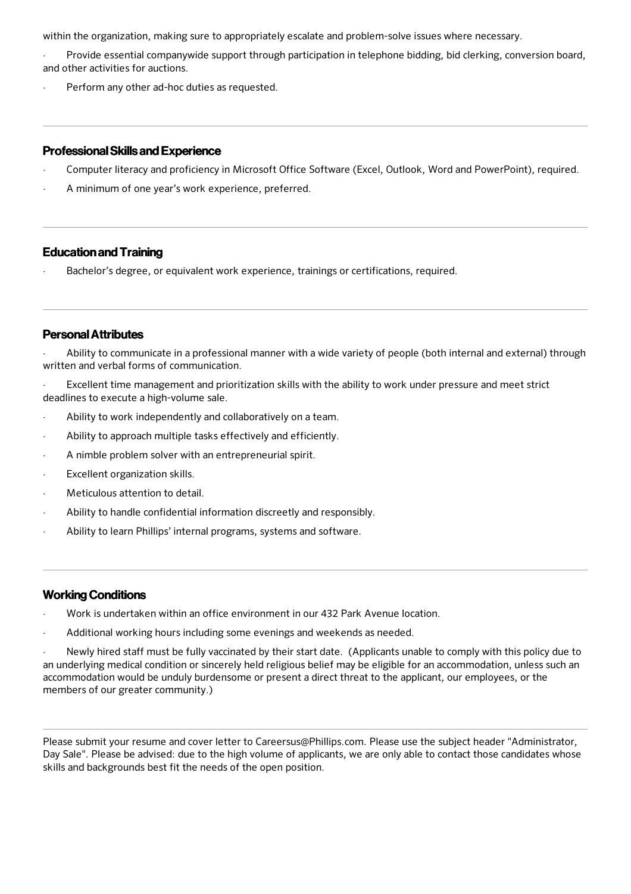within the organization, making sure to appropriately escalate and problem-solve issues where necessary.

- Provide essential companywide support through participation in telephone bidding, bid clerking, conversion board, and other activities for auctions.
- Perform any other ad-hoc duties as requested.

---

## Professional Skills and Experience

- Computer literacy and proficiency in Microsoft Office Software (Excel, Outlook, Word and PowerPoint), required.
- A minimum of one year's work experience, preferred.

---

## Education and Training

- Bachelor's degree, or equivalent work experience, trainings or certifications, required.

---

## Personal Attributes

- Ability to communicate in a professional manner with a wide variety of people (both internal and external) through written and verbal forms of communication.
- Excellent time management and prioritization skills with the ability to work under pressure and meet strict deadlines to execute a high-volume sale.
- Ability to work independently and collaboratively on a team.
- Ability to approach multiple tasks effectively and efficiently.
- A nimble problem solver with an entrepreneurial spirit.
- Excellent organization skills.
- Meticulous attention to detail.
- Ability to handle confidential information discreetly and responsibly.
- Ability to learn Phillips' internal programs, systems and software.

---

## Working Conditions

- Work is undertaken within an office environment in our 432 Park Avenue location.
- Additional working hours including some evenings and weekends as needed.
- Newly hired staff must be fully vaccinated by their start date. (Applicants unable to comply with this policy due to an underlying medical condition or sincerely held religious belief may be eligible for an accommodation, unless such an accommodation would be unduly burdensome or present a direct threat to the applicant, our employees, or the members of our greater community.)

---

Please submit your resume and cover letter to Careersus@Phillips.com. Please use the subject header "Administrator, Day Sale". Please be advised: due to the high volume of applicants, we are only able to contact those candidates whose skills and backgrounds best fit the needs of the open position.